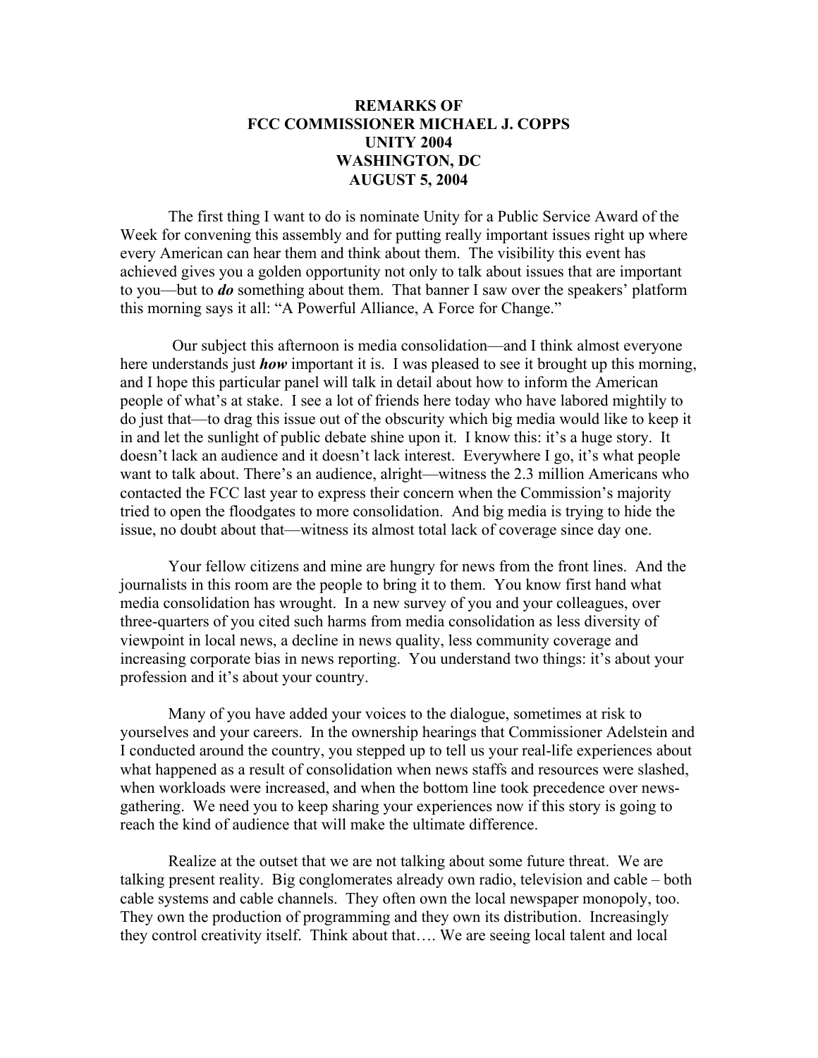**REMARKS OF**
**FCC COMMISSIONER MICHAEL J. COPPS**
**UNITY 2004**
**WASHINGTON, DC**
**AUGUST 5, 2004**

The first thing I want to do is nominate Unity for a Public Service Award of the Week for convening this assembly and for putting really important issues right up where every American can hear them and think about them. The visibility this event has achieved gives you a golden opportunity not only to talk about issues that are important to you—but to ***do*** something about them. That banner I saw over the speakers' platform this morning says it all: "A Powerful Alliance, A Force for Change."

Our subject this afternoon is media consolidation—and I think almost everyone here understands just ***how*** important it is. I was pleased to see it brought up this morning, and I hope this particular panel will talk in detail about how to inform the American people of what's at stake. I see a lot of friends here today who have labored mightily to do just that—to drag this issue out of the obscurity which big media would like to keep it in and let the sunlight of public debate shine upon it. I know this: it's a huge story. It doesn't lack an audience and it doesn't lack interest. Everywhere I go, it's what people want to talk about. There's an audience, alright—witness the 2.3 million Americans who contacted the FCC last year to express their concern when the Commission's majority tried to open the floodgates to more consolidation. And big media is trying to hide the issue, no doubt about that—witness its almost total lack of coverage since day one.

Your fellow citizens and mine are hungry for news from the front lines. And the journalists in this room are the people to bring it to them. You know first hand what media consolidation has wrought. In a new survey of you and your colleagues, over three-quarters of you cited such harms from media consolidation as less diversity of viewpoint in local news, a decline in news quality, less community coverage and increasing corporate bias in news reporting. You understand two things: it's about your profession and it's about your country.

Many of you have added your voices to the dialogue, sometimes at risk to yourselves and your careers. In the ownership hearings that Commissioner Adelstein and I conducted around the country, you stepped up to tell us your real-life experiences about what happened as a result of consolidation when news staffs and resources were slashed, when workloads were increased, and when the bottom line took precedence over news-gathering. We need you to keep sharing your experiences now if this story is going to reach the kind of audience that will make the ultimate difference.

Realize at the outset that we are not talking about some future threat. We are talking present reality. Big conglomerates already own radio, television and cable – both cable systems and cable channels. They often own the local newspaper monopoly, too. They own the production of programming and they own its distribution. Increasingly they control creativity itself. Think about that…. We are seeing local talent and local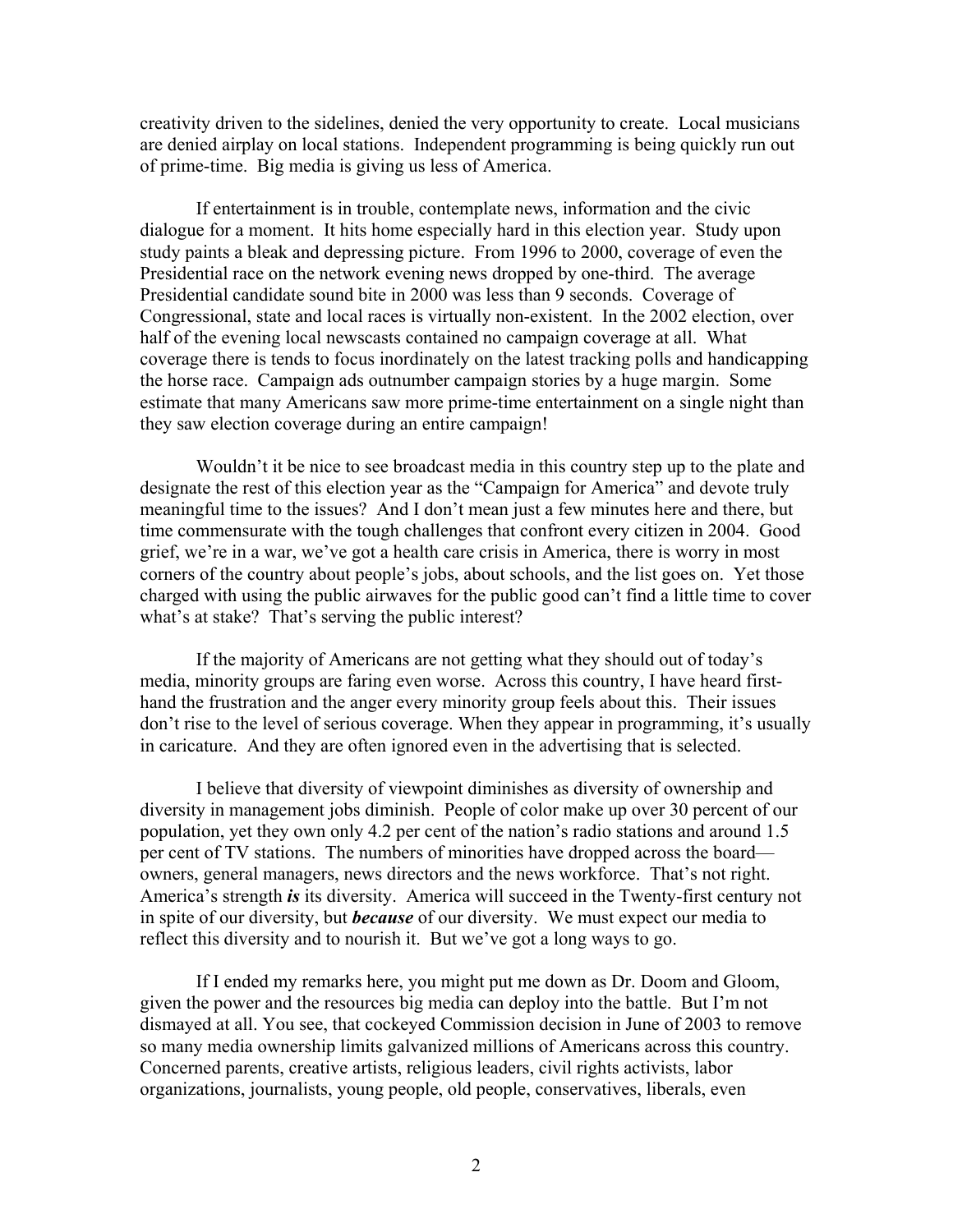creativity driven to the sidelines, denied the very opportunity to create. Local musicians are denied airplay on local stations. Independent programming is being quickly run out of prime-time. Big media is giving us less of America.

If entertainment is in trouble, contemplate news, information and the civic dialogue for a moment. It hits home especially hard in this election year. Study upon study paints a bleak and depressing picture. From 1996 to 2000, coverage of even the Presidential race on the network evening news dropped by one-third. The average Presidential candidate sound bite in 2000 was less than 9 seconds. Coverage of Congressional, state and local races is virtually non-existent. In the 2002 election, over half of the evening local newscasts contained no campaign coverage at all. What coverage there is tends to focus inordinately on the latest tracking polls and handicapping the horse race. Campaign ads outnumber campaign stories by a huge margin. Some estimate that many Americans saw more prime-time entertainment on a single night than they saw election coverage during an entire campaign!

Wouldn't it be nice to see broadcast media in this country step up to the plate and designate the rest of this election year as the "Campaign for America" and devote truly meaningful time to the issues? And I don't mean just a few minutes here and there, but time commensurate with the tough challenges that confront every citizen in 2004. Good grief, we're in a war, we've got a health care crisis in America, there is worry in most corners of the country about people's jobs, about schools, and the list goes on. Yet those charged with using the public airwaves for the public good can't find a little time to cover what's at stake? That's serving the public interest?

If the majority of Americans are not getting what they should out of today's media, minority groups are faring even worse. Across this country, I have heard first-hand the frustration and the anger every minority group feels about this. Their issues don't rise to the level of serious coverage. When they appear in programming, it's usually in caricature. And they are often ignored even in the advertising that is selected.

I believe that diversity of viewpoint diminishes as diversity of ownership and diversity in management jobs diminish. People of color make up over 30 percent of our population, yet they own only 4.2 per cent of the nation's radio stations and around 1.5 per cent of TV stations. The numbers of minorities have dropped across the board—owners, general managers, news directors and the news workforce. That's not right. America's strength ***is*** its diversity. America will succeed in the Twenty-first century not in spite of our diversity, but ***because*** of our diversity. We must expect our media to reflect this diversity and to nourish it. But we've got a long ways to go.

If I ended my remarks here, you might put me down as Dr. Doom and Gloom, given the power and the resources big media can deploy into the battle. But I'm not dismayed at all. You see, that cockeyed Commission decision in June of 2003 to remove so many media ownership limits galvanized millions of Americans across this country. Concerned parents, creative artists, religious leaders, civil rights activists, labor organizations, journalists, young people, old people, conservatives, liberals, even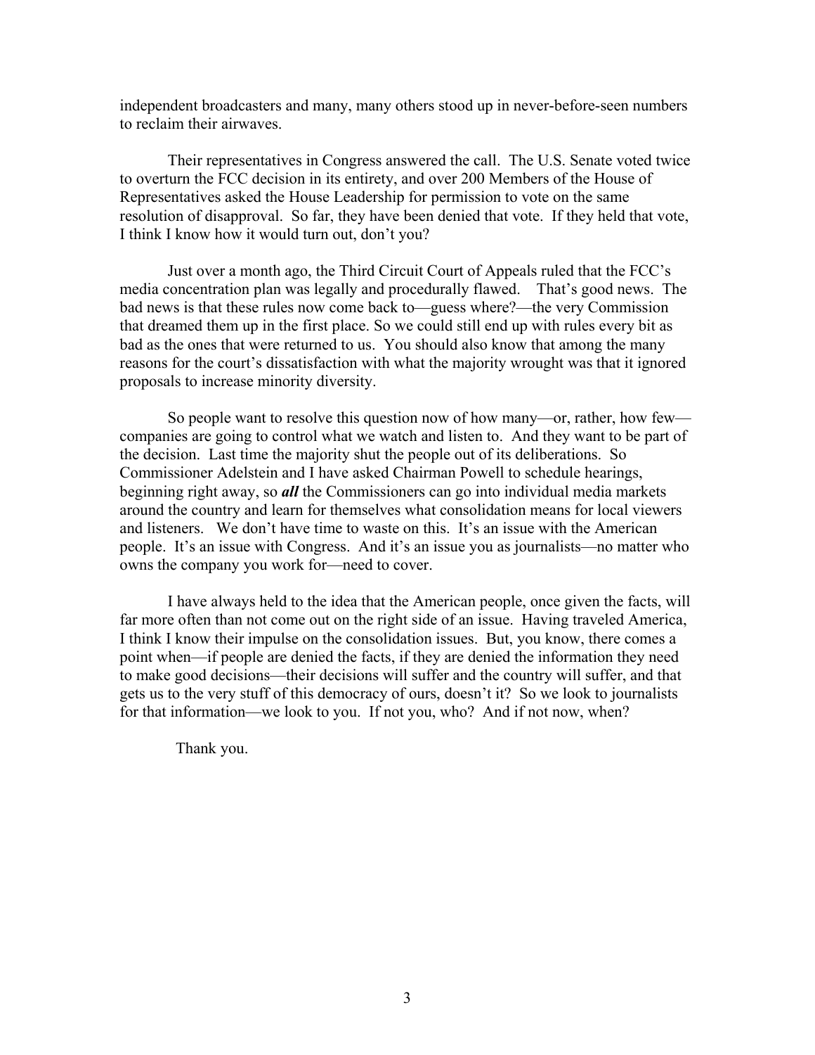independent broadcasters and many, many others stood up in never-before-seen numbers to reclaim their airwaves.

Their representatives in Congress answered the call. The U.S. Senate voted twice to overturn the FCC decision in its entirety, and over 200 Members of the House of Representatives asked the House Leadership for permission to vote on the same resolution of disapproval. So far, they have been denied that vote. If they held that vote, I think I know how it would turn out, don't you?

Just over a month ago, the Third Circuit Court of Appeals ruled that the FCC's media concentration plan was legally and procedurally flawed. That's good news. The bad news is that these rules now come back to—guess where?—the very Commission that dreamed them up in the first place. So we could still end up with rules every bit as bad as the ones that were returned to us. You should also know that among the many reasons for the court's dissatisfaction with what the majority wrought was that it ignored proposals to increase minority diversity.

So people want to resolve this question now of how many—or, rather, how few—companies are going to control what we watch and listen to. And they want to be part of the decision. Last time the majority shut the people out of its deliberations. So Commissioner Adelstein and I have asked Chairman Powell to schedule hearings, beginning right away, so ***all*** the Commissioners can go into individual media markets around the country and learn for themselves what consolidation means for local viewers and listeners. We don't have time to waste on this. It's an issue with the American people. It's an issue with Congress. And it's an issue you as journalists—no matter who owns the company you work for—need to cover.

I have always held to the idea that the American people, once given the facts, will far more often than not come out on the right side of an issue. Having traveled America, I think I know their impulse on the consolidation issues. But, you know, there comes a point when—if people are denied the facts, if they are denied the information they need to make good decisions—their decisions will suffer and the country will suffer, and that gets us to the very stuff of this democracy of ours, doesn't it? So we look to journalists for that information—we look to you. If not you, who? And if not now, when?

Thank you.